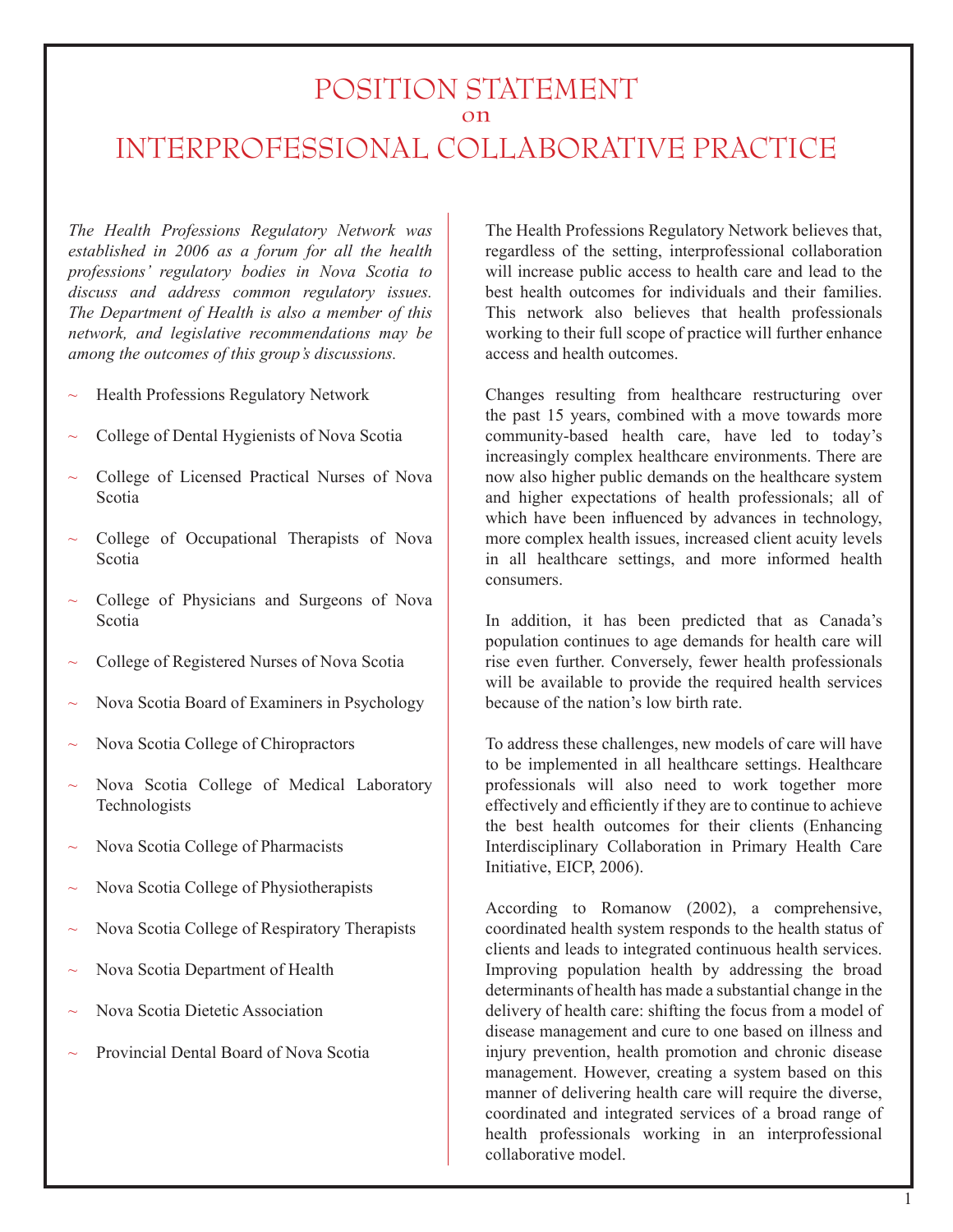# POSITION STATEMENT on INTERPROFESSIONAL COLLABORATIVE PRACTICE

*The Health Professions Regulatory Network was established in 2006 as a forum for all the health professions' regulatory bodies in Nova Scotia to discuss and address common regulatory issues. The Department of Health is also a member of this network, and legislative recommendations may be among the outcomes of this group's discussions.*

- Health Professions Regulatory Network
- College of Dental Hygienists of Nova Scotia
- College of Licensed Practical Nurses of Nova Scotia
- College of Occupational Therapists of Nova Scotia
- College of Physicians and Surgeons of Nova Scotia
- College of Registered Nurses of Nova Scotia
- Nova Scotia Board of Examiners in Psychology
- Nova Scotia College of Chiropractors
- Nova Scotia College of Medical Laboratory Technologists
- Nova Scotia College of Pharmacists
- Nova Scotia College of Physiotherapists
- Nova Scotia College of Respiratory Therapists
- Nova Scotia Department of Health
- Nova Scotia Dietetic Association
- Provincial Dental Board of Nova Scotia

The Health Professions Regulatory Network believes that, regardless of the setting, interprofessional collaboration will increase public access to health care and lead to the best health outcomes for individuals and their families. This network also believes that health professionals working to their full scope of practice will further enhance access and health outcomes.

Changes resulting from healthcare restructuring over the past 15 years, combined with a move towards more community-based health care, have led to today's increasingly complex healthcare environments. There are now also higher public demands on the healthcare system and higher expectations of health professionals; all of which have been influenced by advances in technology, more complex health issues, increased client acuity levels in all healthcare settings, and more informed health consumers.

In addition, it has been predicted that as Canada's population continues to age demands for health care will rise even further. Conversely, fewer health professionals will be available to provide the required health services because of the nation's low birth rate.

To address these challenges, new models of care will have to be implemented in all healthcare settings. Healthcare professionals will also need to work together more effectively and efficiently if they are to continue to achieve the best health outcomes for their clients (Enhancing Interdisciplinary Collaboration in Primary Health Care Initiative, EICP, 2006).

According to Romanow (2002), a comprehensive, coordinated health system responds to the health status of clients and leads to integrated continuous health services. Improving population health by addressing the broad determinants of health has made a substantial change in the delivery of health care: shifting the focus from a model of disease management and cure to one based on illness and injury prevention, health promotion and chronic disease management. However, creating a system based on this manner of delivering health care will require the diverse, coordinated and integrated services of a broad range of health professionals working in an interprofessional collaborative model.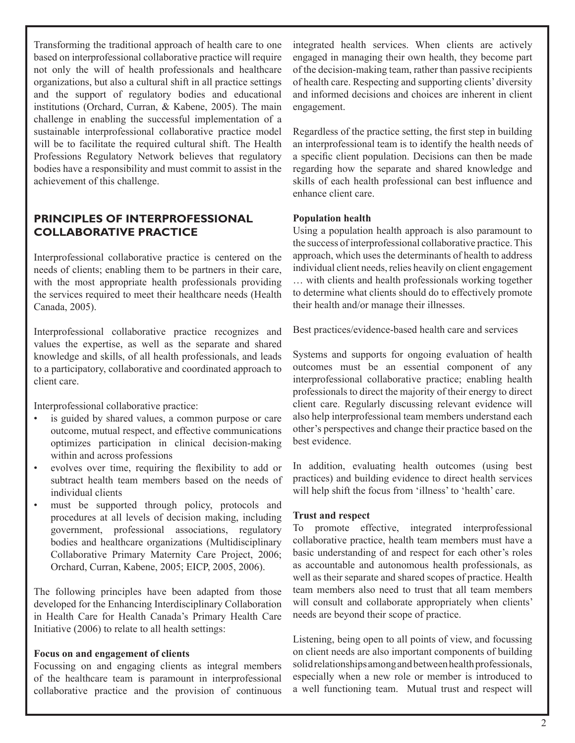Transforming the traditional approach of health care to one based on interprofessional collaborative practice will require not only the will of health professionals and healthcare organizations, but also a cultural shift in all practice settings and the support of regulatory bodies and educational institutions (Orchard, Curran, & Kabene, 2005). The main challenge in enabling the successful implementation of a sustainable interprofessional collaborative practice model will be to facilitate the required cultural shift. The Health Professions Regulatory Network believes that regulatory bodies have a responsibility and must commit to assist in the achievement of this challenge.

## PRINCIPLES OF INTERPROFESSIONAL COLLABORATIVE PRACTICE

Interprofessional collaborative practice is centered on the needs of clients; enabling them to be partners in their care, with the most appropriate health professionals providing the services required to meet their healthcare needs (Health Canada, 2005).

Interprofessional collaborative practice recognizes and values the expertise, as well as the separate and shared knowledge and skills, of all health professionals, and leads to a participatory, collaborative and coordinated approach to client care.

Interprofessional collaborative practice:

- is guided by shared values, a common purpose or care outcome, mutual respect, and effective communications optimizes participation in clinical decision-making within and across professions
- evolves over time, requiring the flexibility to add or subtract health team members based on the needs of individual clients
- must be supported through policy, protocols and procedures at all levels of decision making, including government, professional associations, regulatory bodies and healthcare organizations (Multidisciplinary Collaborative Primary Maternity Care Project, 2006; Orchard, Curran, Kabene, 2005; EICP, 2005, 2006).

The following principles have been adapted from those developed for the Enhancing Interdisciplinary Collaboration in Health Care for Health Canada's Primary Health Care Initiative (2006) to relate to all health settings:

**Focus on and engagement of clients**

Focussing on and engaging clients as integral members of the healthcare team is paramount in interprofessional collaborative practice and the provision of continuous integrated health services. When clients are actively engaged in managing their own health, they become part of the decision-making team, rather than passive recipients of health care. Respecting and supporting clients' diversity and informed decisions and choices are inherent in client engagement.

Regardless of the practice setting, the first step in building an interprofessional team is to identify the health needs of a specific client population. Decisions can then be made regarding how the separate and shared knowledge and skills of each health professional can best influence and enhance client care.

**Population health**

Using a population health approach is also paramount to the success of interprofessional collaborative practice. This approach, which uses the determinants of health to address individual client needs, relies heavily on client engagement … with clients and health professionals working together to determine what clients should do to effectively promote their health and/or manage their illnesses.

Best practices/evidence-based health care and services

Systems and supports for ongoing evaluation of health outcomes must be an essential component of any interprofessional collaborative practice; enabling health professionals to direct the majority of their energy to direct client care. Regularly discussing relevant evidence will also help interprofessional team members understand each other's perspectives and change their practice based on the best evidence.

In addition, evaluating health outcomes (using best practices) and building evidence to direct health services will help shift the focus from 'illness' to 'health' care.

**Trust and respect**

To promote effective, integrated interprofessional collaborative practice, health team members must have a basic understanding of and respect for each other's roles as accountable and autonomous health professionals, as well as their separate and shared scopes of practice. Health team members also need to trust that all team members will consult and collaborate appropriately when clients' needs are beyond their scope of practice.

Listening, being open to all points of view, and focussing on client needs are also important components of building solid relationships among and between health professionals, especially when a new role or member is introduced to a well functioning team. Mutual trust and respect will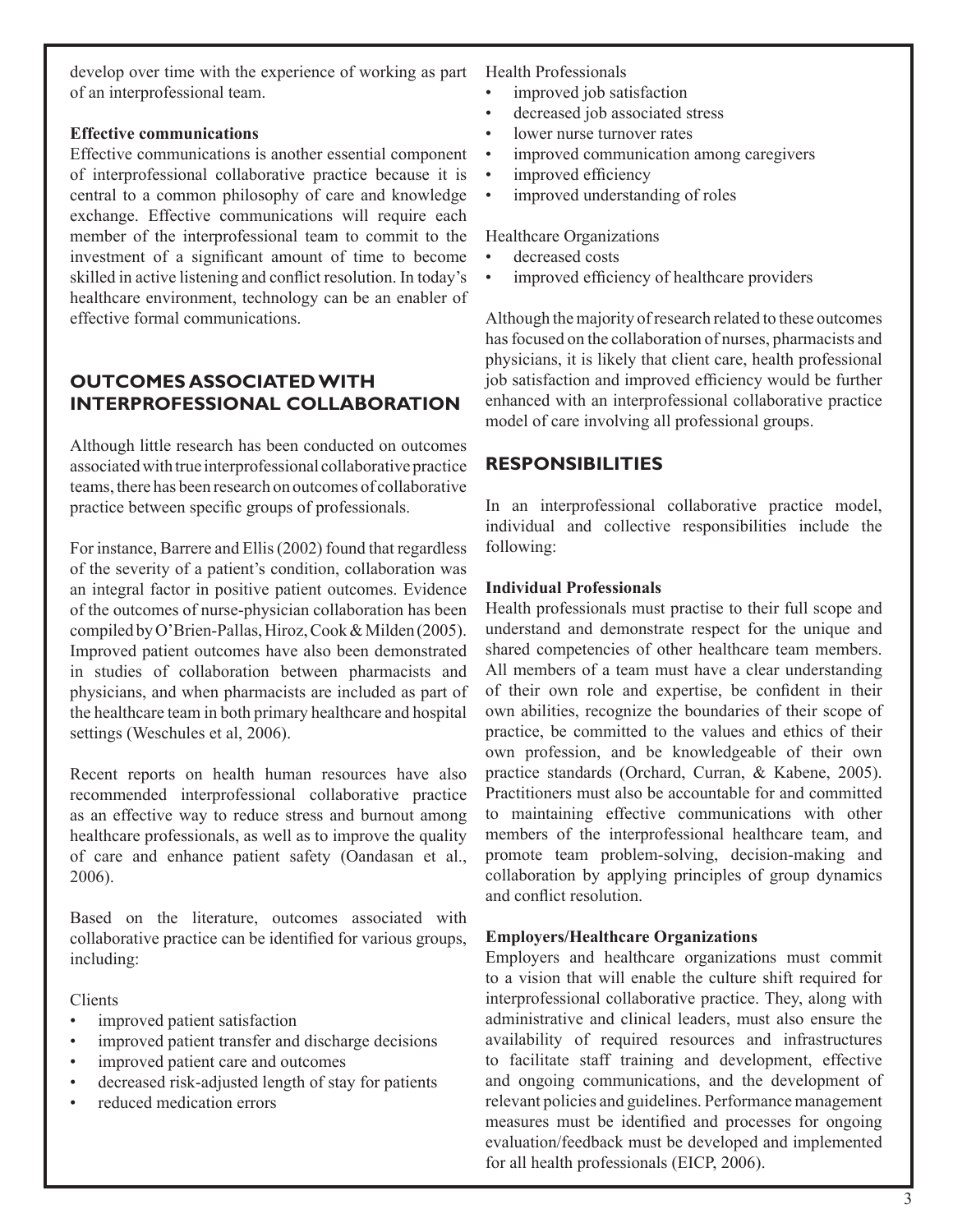develop over time with the experience of working as part of an interprofessional team.

**Effective communications**

Effective communications is another essential component of interprofessional collaborative practice because it is central to a common philosophy of care and knowledge exchange. Effective communications will require each member of the interprofessional team to commit to the investment of a significant amount of time to become skilled in active listening and conflict resolution. In today's healthcare environment, technology can be an enabler of effective formal communications.

## OUTCOMES ASSOCIATED WITH INTERPROFESSIONAL COLLABORATION

Although little research has been conducted on outcomes associated with true interprofessional collaborative practice teams, there has been research on outcomes of collaborative practice between specific groups of professionals.

For instance, Barrere and Ellis (2002) found that regardless of the severity of a patient's condition, collaboration was an integral factor in positive patient outcomes. Evidence of the outcomes of nurse-physician collaboration has been compiled by O'Brien-Pallas, Hiroz, Cook & Milden (2005). Improved patient outcomes have also been demonstrated in studies of collaboration between pharmacists and physicians, and when pharmacists are included as part of the healthcare team in both primary healthcare and hospital settings (Weschules et al, 2006).

Recent reports on health human resources have also recommended interprofessional collaborative practice as an effective way to reduce stress and burnout among healthcare professionals, as well as to improve the quality of care and enhance patient safety (Oandasan et al., 2006).

Based on the literature, outcomes associated with collaborative practice can be identified for various groups, including:

Clients

- improved patient satisfaction
- improved patient transfer and discharge decisions
- improved patient care and outcomes
- decreased risk-adjusted length of stay for patients
- reduced medication errors

Health Professionals

- improved job satisfaction
- decreased job associated stress
- lower nurse turnover rates
- improved communication among caregivers
- improved efficiency
- improved understanding of roles

Healthcare Organizations

- decreased costs
- improved efficiency of healthcare providers

Although the majority of research related to these outcomes has focused on the collaboration of nurses, pharmacists and physicians, it is likely that client care, health professional job satisfaction and improved efficiency would be further enhanced with an interprofessional collaborative practice model of care involving all professional groups.

## RESPONSIBILITIES

In an interprofessional collaborative practice model, individual and collective responsibilities include the following:

**Individual Professionals**

Health professionals must practise to their full scope and understand and demonstrate respect for the unique and shared competencies of other healthcare team members. All members of a team must have a clear understanding of their own role and expertise, be confident in their own abilities, recognize the boundaries of their scope of practice, be committed to the values and ethics of their own profession, and be knowledgeable of their own practice standards (Orchard, Curran, & Kabene, 2005). Practitioners must also be accountable for and committed to maintaining effective communications with other members of the interprofessional healthcare team, and promote team problem-solving, decision-making and collaboration by applying principles of group dynamics and conflict resolution.

**Employers/Healthcare Organizations**

Employers and healthcare organizations must commit to a vision that will enable the culture shift required for interprofessional collaborative practice. They, along with administrative and clinical leaders, must also ensure the availability of required resources and infrastructures to facilitate staff training and development, effective and ongoing communications, and the development of relevant policies and guidelines. Performance management measures must be identified and processes for ongoing evaluation/feedback must be developed and implemented for all health professionals (EICP, 2006).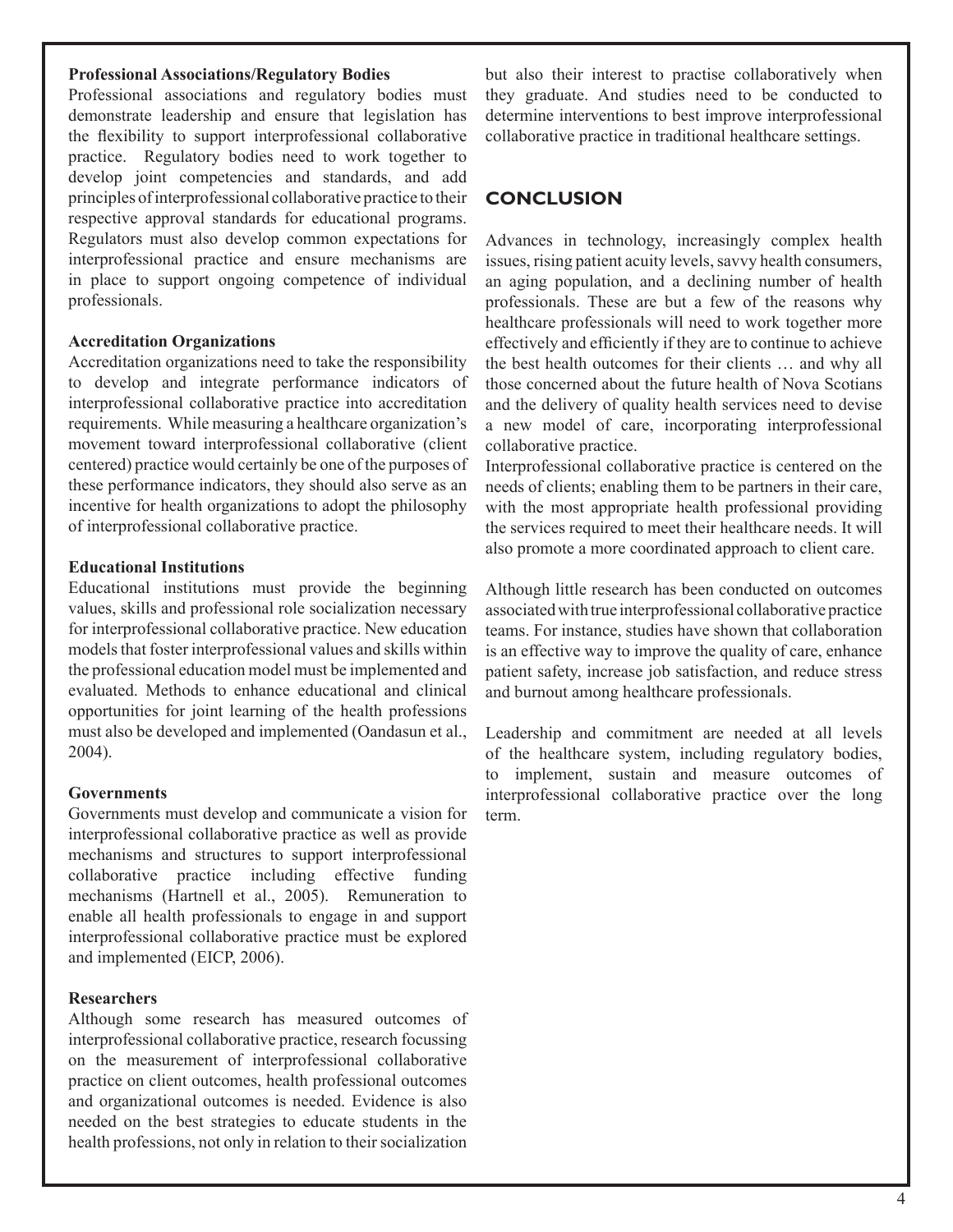**Professional Associations/Regulatory Bodies**

Professional associations and regulatory bodies must demonstrate leadership and ensure that legislation has the flexibility to support interprofessional collaborative practice. Regulatory bodies need to work together to develop joint competencies and standards, and add principles of interprofessional collaborative practice to their respective approval standards for educational programs. Regulators must also develop common expectations for interprofessional practice and ensure mechanisms are in place to support ongoing competence of individual professionals.

**Accreditation Organizations**

Accreditation organizations need to take the responsibility to develop and integrate performance indicators of interprofessional collaborative practice into accreditation requirements. While measuring a healthcare organization's movement toward interprofessional collaborative (client centered) practice would certainly be one of the purposes of these performance indicators, they should also serve as an incentive for health organizations to adopt the philosophy of interprofessional collaborative practice.

**Educational Institutions**

Educational institutions must provide the beginning values, skills and professional role socialization necessary for interprofessional collaborative practice. New education models that foster interprofessional values and skills within the professional education model must be implemented and evaluated. Methods to enhance educational and clinical opportunities for joint learning of the health professions must also be developed and implemented (Oandasun et al., 2004).

**Governments**

Governments must develop and communicate a vision for interprofessional collaborative practice as well as provide mechanisms and structures to support interprofessional collaborative practice including effective funding mechanisms (Hartnell et al., 2005). Remuneration to enable all health professionals to engage in and support interprofessional collaborative practice must be explored and implemented (EICP, 2006).

**Researchers**

Although some research has measured outcomes of interprofessional collaborative practice, research focussing on the measurement of interprofessional collaborative practice on client outcomes, health professional outcomes and organizational outcomes is needed. Evidence is also needed on the best strategies to educate students in the health professions, not only in relation to their socialization but also their interest to practise collaboratively when they graduate. And studies need to be conducted to determine interventions to best improve interprofessional collaborative practice in traditional healthcare settings.

## CONCLUSION

Advances in technology, increasingly complex health issues, rising patient acuity levels, savvy health consumers, an aging population, and a declining number of health professionals. These are but a few of the reasons why healthcare professionals will need to work together more effectively and efficiently if they are to continue to achieve the best health outcomes for their clients … and why all those concerned about the future health of Nova Scotians and the delivery of quality health services need to devise a new model of care, incorporating interprofessional collaborative practice.

Interprofessional collaborative practice is centered on the needs of clients; enabling them to be partners in their care, with the most appropriate health professional providing the services required to meet their healthcare needs. It will also promote a more coordinated approach to client care.

Although little research has been conducted on outcomes associated with true interprofessional collaborative practice teams. For instance, studies have shown that collaboration is an effective way to improve the quality of care, enhance patient safety, increase job satisfaction, and reduce stress and burnout among healthcare professionals.

Leadership and commitment are needed at all levels of the healthcare system, including regulatory bodies, to implement, sustain and measure outcomes of interprofessional collaborative practice over the long term.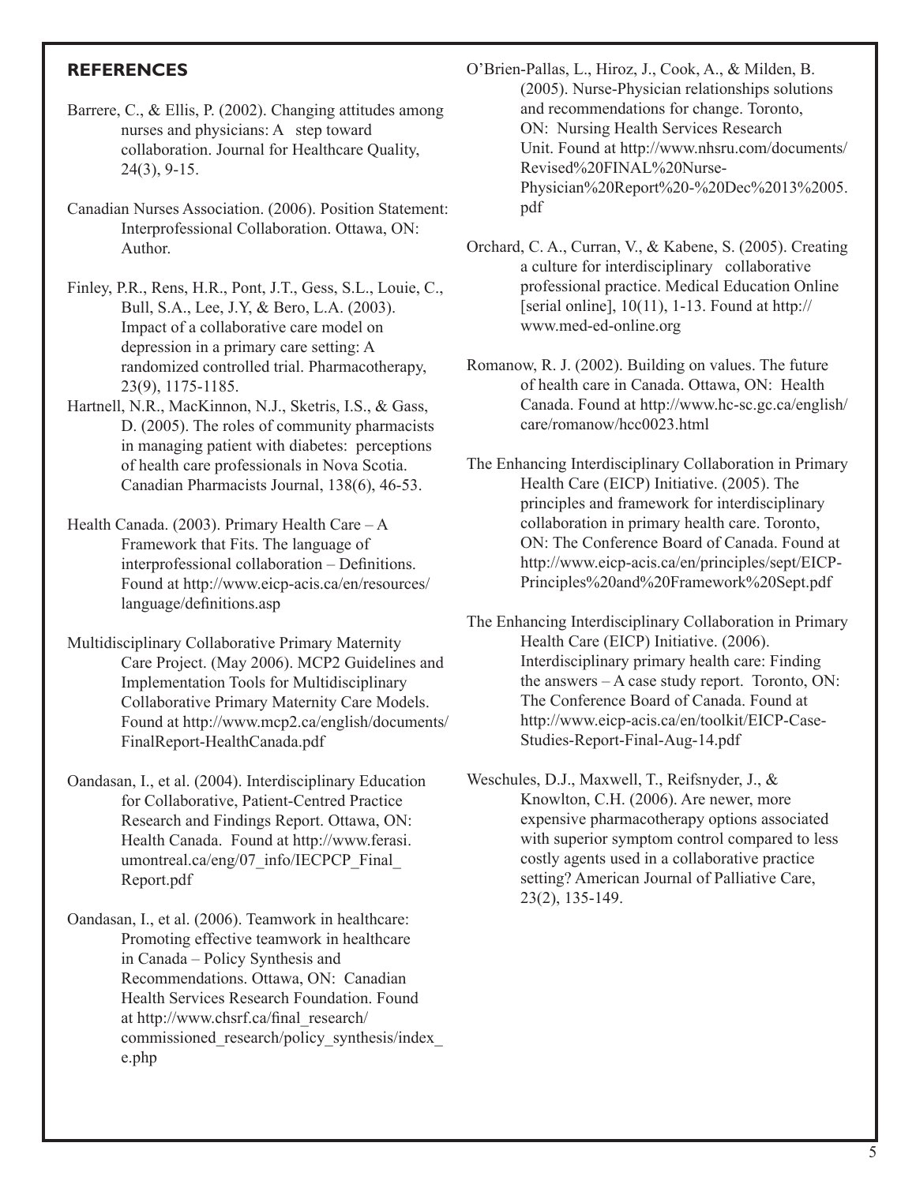## REFERENCES

Barrere, C., & Ellis, P. (2002). Changing attitudes among nurses and physicians: A step toward collaboration. Journal for Healthcare Quality, 24(3), 9-15.

Canadian Nurses Association. (2006). Position Statement: Interprofessional Collaboration. Ottawa, ON: Author.

Finley, P.R., Rens, H.R., Pont, J.T., Gess, S.L., Louie, C., Bull, S.A., Lee, J.Y, & Bero, L.A. (2003). Impact of a collaborative care model on depression in a primary care setting: A randomized controlled trial. Pharmacotherapy, 23(9), 1175-1185.

Hartnell, N.R., MacKinnon, N.J., Sketris, I.S., & Gass, D. (2005). The roles of community pharmacists in managing patient with diabetes: perceptions of health care professionals in Nova Scotia. Canadian Pharmacists Journal, 138(6), 46-53.

Health Canada. (2003). Primary Health Care – A Framework that Fits. The language of interprofessional collaboration – Definitions. Found at http://www.eicp-acis.ca/en/resources/language/definitions.asp

Multidisciplinary Collaborative Primary Maternity Care Project. (May 2006). MCP2 Guidelines and Implementation Tools for Multidisciplinary Collaborative Primary Maternity Care Models. Found at http://www.mcp2.ca/english/documents/FinalReport-HealthCanada.pdf

Oandasan, I., et al. (2004). Interdisciplinary Education for Collaborative, Patient-Centred Practice Research and Findings Report. Ottawa, ON: Health Canada. Found at http://www.ferasi.umontreal.ca/eng/07_info/IECPCP_Final_Report.pdf

Oandasan, I., et al. (2006). Teamwork in healthcare: Promoting effective teamwork in healthcare in Canada – Policy Synthesis and Recommendations. Ottawa, ON: Canadian Health Services Research Foundation. Found at http://www.chsrf.ca/final_research/commissioned_research/policy_synthesis/index_e.php

O'Brien-Pallas, L., Hiroz, J., Cook, A., & Milden, B. (2005). Nurse-Physician relationships solutions and recommendations for change. Toronto, ON: Nursing Health Services Research Unit. Found at http://www.nhsru.com/documents/Revised%20FINAL%20Nurse-Physician%20Report%20-%20Dec%2013%2005.pdf

Orchard, C. A., Curran, V., & Kabene, S. (2005). Creating a culture for interdisciplinary collaborative professional practice. Medical Education Online [serial online], 10(11), 1-13. Found at http://www.med-ed-online.org

Romanow, R. J. (2002). Building on values. The future of health care in Canada. Ottawa, ON: Health Canada. Found at http://www.hc-sc.gc.ca/english/care/romanow/hcc0023.html

The Enhancing Interdisciplinary Collaboration in Primary Health Care (EICP) Initiative. (2005). The principles and framework for interdisciplinary collaboration in primary health care. Toronto, ON: The Conference Board of Canada. Found at http://www.eicp-acis.ca/en/principles/sept/EICP-Principles%20and%20Framework%20Sept.pdf

The Enhancing Interdisciplinary Collaboration in Primary Health Care (EICP) Initiative. (2006). Interdisciplinary primary health care: Finding the answers – A case study report. Toronto, ON: The Conference Board of Canada. Found at http://www.eicp-acis.ca/en/toolkit/EICP-Case-Studies-Report-Final-Aug-14.pdf

Weschules, D.J., Maxwell, T., Reifsnyder, J., & Knowlton, C.H. (2006). Are newer, more expensive pharmacotherapy options associated with superior symptom control compared to less costly agents used in a collaborative practice setting? American Journal of Palliative Care, 23(2), 135-149.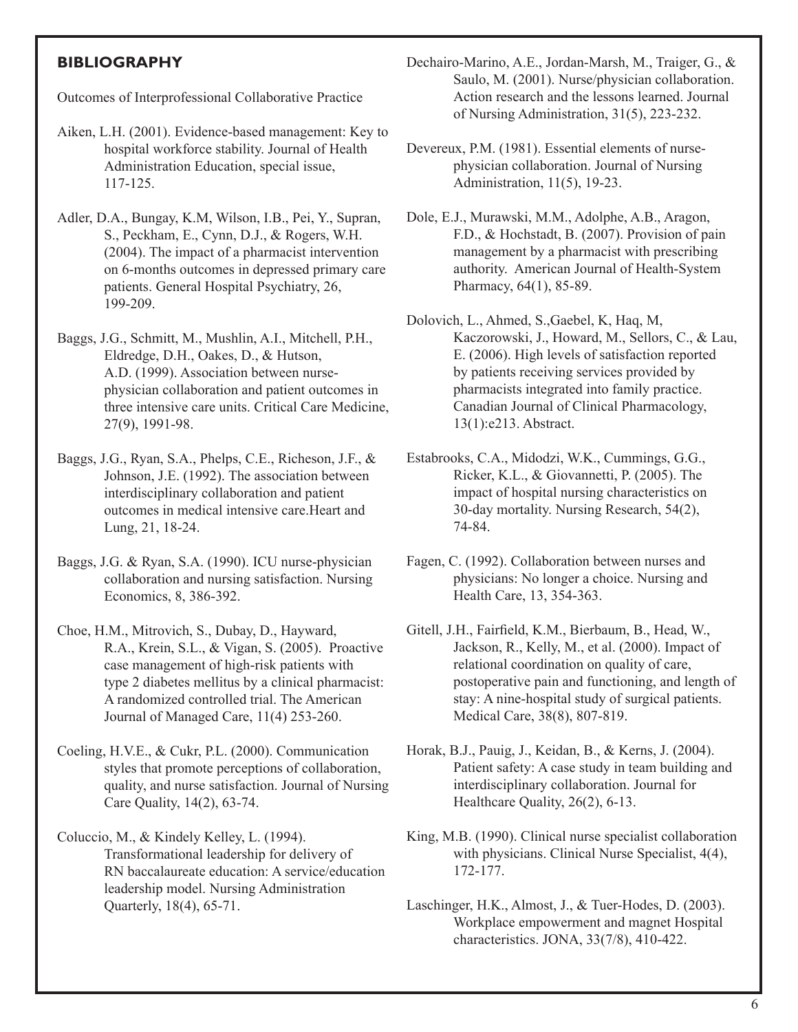## BIBLIOGRAPHY

Outcomes of Interprofessional Collaborative Practice

Aiken, L.H. (2001). Evidence-based management: Key to hospital workforce stability. Journal of Health Administration Education, special issue, 117-125.

Adler, D.A., Bungay, K.M, Wilson, I.B., Pei, Y., Supran, S., Peckham, E., Cynn, D.J., & Rogers, W.H. (2004). The impact of a pharmacist intervention on 6-months outcomes in depressed primary care patients. General Hospital Psychiatry, 26, 199-209.

Baggs, J.G., Schmitt, M., Mushlin, A.I., Mitchell, P.H., Eldredge, D.H., Oakes, D., & Hutson, A.D. (1999). Association between nurse-physician collaboration and patient outcomes in three intensive care units. Critical Care Medicine, 27(9), 1991-98.

Baggs, J.G., Ryan, S.A., Phelps, C.E., Richeson, J.F., & Johnson, J.E. (1992). The association between interdisciplinary collaboration and patient outcomes in medical intensive care.Heart and Lung, 21, 18-24.

Baggs, J.G. & Ryan, S.A. (1990). ICU nurse-physician collaboration and nursing satisfaction. Nursing Economics, 8, 386-392.

Choe, H.M., Mitrovich, S., Dubay, D., Hayward, R.A., Krein, S.L., & Vigan, S. (2005). Proactive case management of high-risk patients with type 2 diabetes mellitus by a clinical pharmacist: A randomized controlled trial. The American Journal of Managed Care, 11(4) 253-260.

Coeling, H.V.E., & Cukr, P.L. (2000). Communication styles that promote perceptions of collaboration, quality, and nurse satisfaction. Journal of Nursing Care Quality, 14(2), 63-74.

Coluccio, M., & Kindely Kelley, L. (1994). Transformational leadership for delivery of RN baccalaureate education: A service/education leadership model. Nursing Administration Quarterly, 18(4), 65-71.

Dechairo-Marino, A.E., Jordan-Marsh, M., Traiger, G., & Saulo, M. (2001). Nurse/physician collaboration. Action research and the lessons learned. Journal of Nursing Administration, 31(5), 223-232.

Devereux, P.M. (1981). Essential elements of nurse-physician collaboration. Journal of Nursing Administration, 11(5), 19-23.

Dole, E.J., Murawski, M.M., Adolphe, A.B., Aragon, F.D., & Hochstadt, B. (2007). Provision of pain management by a pharmacist with prescribing authority. American Journal of Health-System Pharmacy, 64(1), 85-89.

Dolovich, L., Ahmed, S.,Gaebel, K, Haq, M, Kaczorowski, J., Howard, M., Sellors, C., & Lau, E. (2006). High levels of satisfaction reported by patients receiving services provided by pharmacists integrated into family practice. Canadian Journal of Clinical Pharmacology, 13(1):e213. Abstract.

Estabrooks, C.A., Midodzi, W.K., Cummings, G.G., Ricker, K.L., & Giovannetti, P. (2005). The impact of hospital nursing characteristics on 30-day mortality. Nursing Research, 54(2), 74-84.

Fagen, C. (1992). Collaboration between nurses and physicians: No longer a choice. Nursing and Health Care, 13, 354-363.

Gitell, J.H., Fairfield, K.M., Bierbaum, B., Head, W., Jackson, R., Kelly, M., et al. (2000). Impact of relational coordination on quality of care, postoperative pain and functioning, and length of stay: A nine-hospital study of surgical patients. Medical Care, 38(8), 807-819.

Horak, B.J., Pauig, J., Keidan, B., & Kerns, J. (2004). Patient safety: A case study in team building and interdisciplinary collaboration. Journal for Healthcare Quality, 26(2), 6-13.

King, M.B. (1990). Clinical nurse specialist collaboration with physicians. Clinical Nurse Specialist, 4(4), 172-177.

Laschinger, H.K., Almost, J., & Tuer-Hodes, D. (2003). Workplace empowerment and magnet Hospital characteristics. JONA, 33(7/8), 410-422.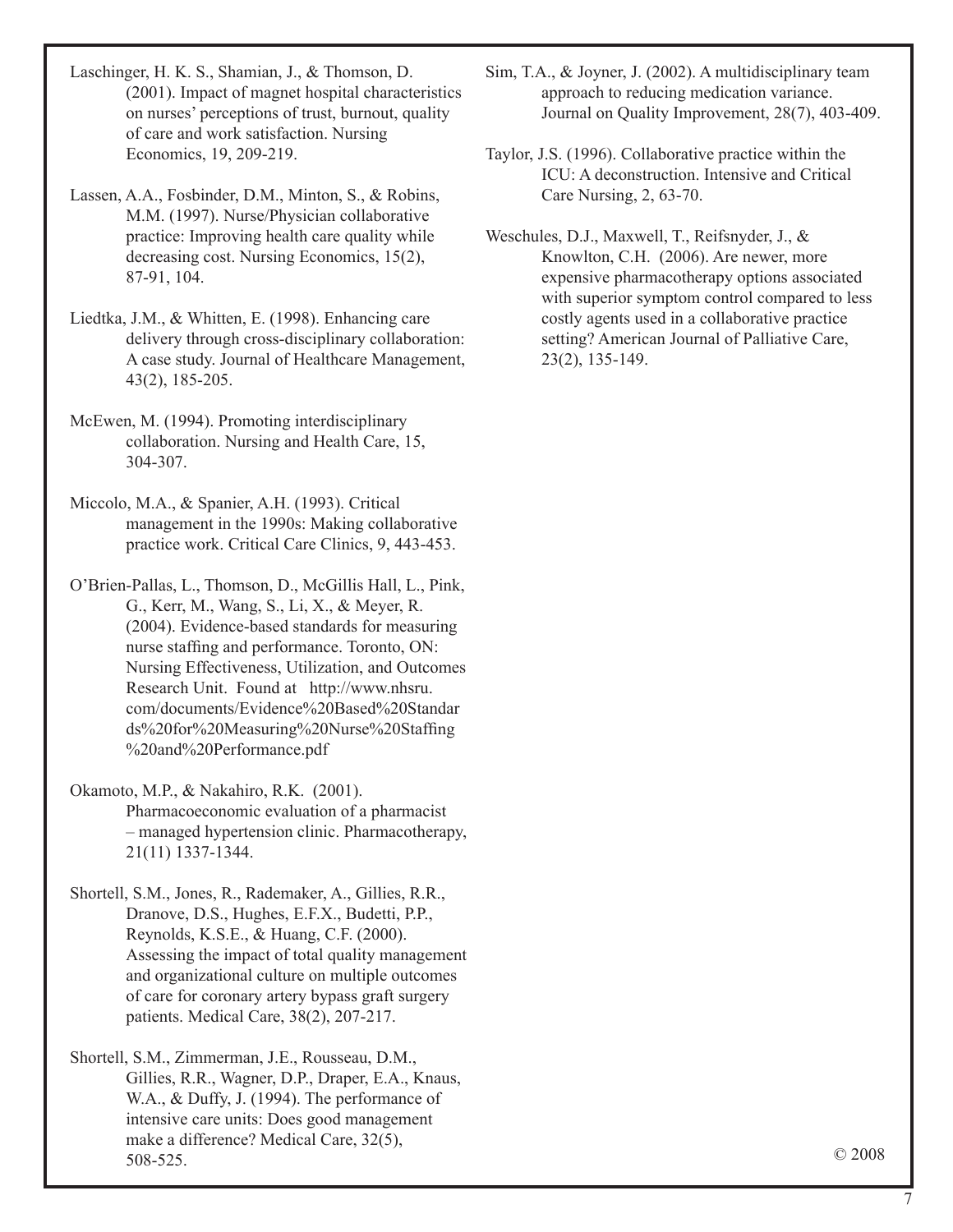Laschinger, H. K. S., Shamian, J., & Thomson, D. (2001). Impact of magnet hospital characteristics on nurses' perceptions of trust, burnout, quality of care and work satisfaction. Nursing Economics, 19, 209-219.

Lassen, A.A., Fosbinder, D.M., Minton, S., & Robins, M.M. (1997). Nurse/Physician collaborative practice: Improving health care quality while decreasing cost. Nursing Economics, 15(2), 87-91, 104.

Liedtka, J.M., & Whitten, E. (1998). Enhancing care delivery through cross-disciplinary collaboration: A case study. Journal of Healthcare Management, 43(2), 185-205.

McEwen, M. (1994). Promoting interdisciplinary collaboration. Nursing and Health Care, 15, 304-307.

Miccolo, M.A., & Spanier, A.H. (1993). Critical management in the 1990s: Making collaborative practice work. Critical Care Clinics, 9, 443-453.

O'Brien-Pallas, L., Thomson, D., McGillis Hall, L., Pink, G., Kerr, M., Wang, S., Li, X., & Meyer, R. (2004). Evidence-based standards for measuring nurse staffing and performance. Toronto, ON: Nursing Effectiveness, Utilization, and Outcomes Research Unit. Found at http://www.nhsru.com/documents/Evidence%20Based%20Standards%20for%20Measuring%20Nurse%20Staffing%20and%20Performance.pdf

Okamoto, M.P., & Nakahiro, R.K. (2001). Pharmacoeconomic evaluation of a pharmacist – managed hypertension clinic. Pharmacotherapy, 21(11) 1337-1344.

Shortell, S.M., Jones, R., Rademaker, A., Gillies, R.R., Dranove, D.S., Hughes, E.F.X., Budetti, P.P., Reynolds, K.S.E., & Huang, C.F. (2000). Assessing the impact of total quality management and organizational culture on multiple outcomes of care for coronary artery bypass graft surgery patients. Medical Care, 38(2), 207-217.

Shortell, S.M., Zimmerman, J.E., Rousseau, D.M., Gillies, R.R., Wagner, D.P., Draper, E.A., Knaus, W.A., & Duffy, J. (1994). The performance of intensive care units: Does good management make a difference? Medical Care, 32(5), 508-525.

Sim, T.A., & Joyner, J. (2002). A multidisciplinary team approach to reducing medication variance. Journal on Quality Improvement, 28(7), 403-409.

Taylor, J.S. (1996). Collaborative practice within the ICU: A deconstruction. Intensive and Critical Care Nursing, 2, 63-70.

Weschules, D.J., Maxwell, T., Reifsnyder, J., & Knowlton, C.H. (2006). Are newer, more expensive pharmacotherapy options associated with superior symptom control compared to less costly agents used in a collaborative practice setting? American Journal of Palliative Care, 23(2), 135-149.

© 2008